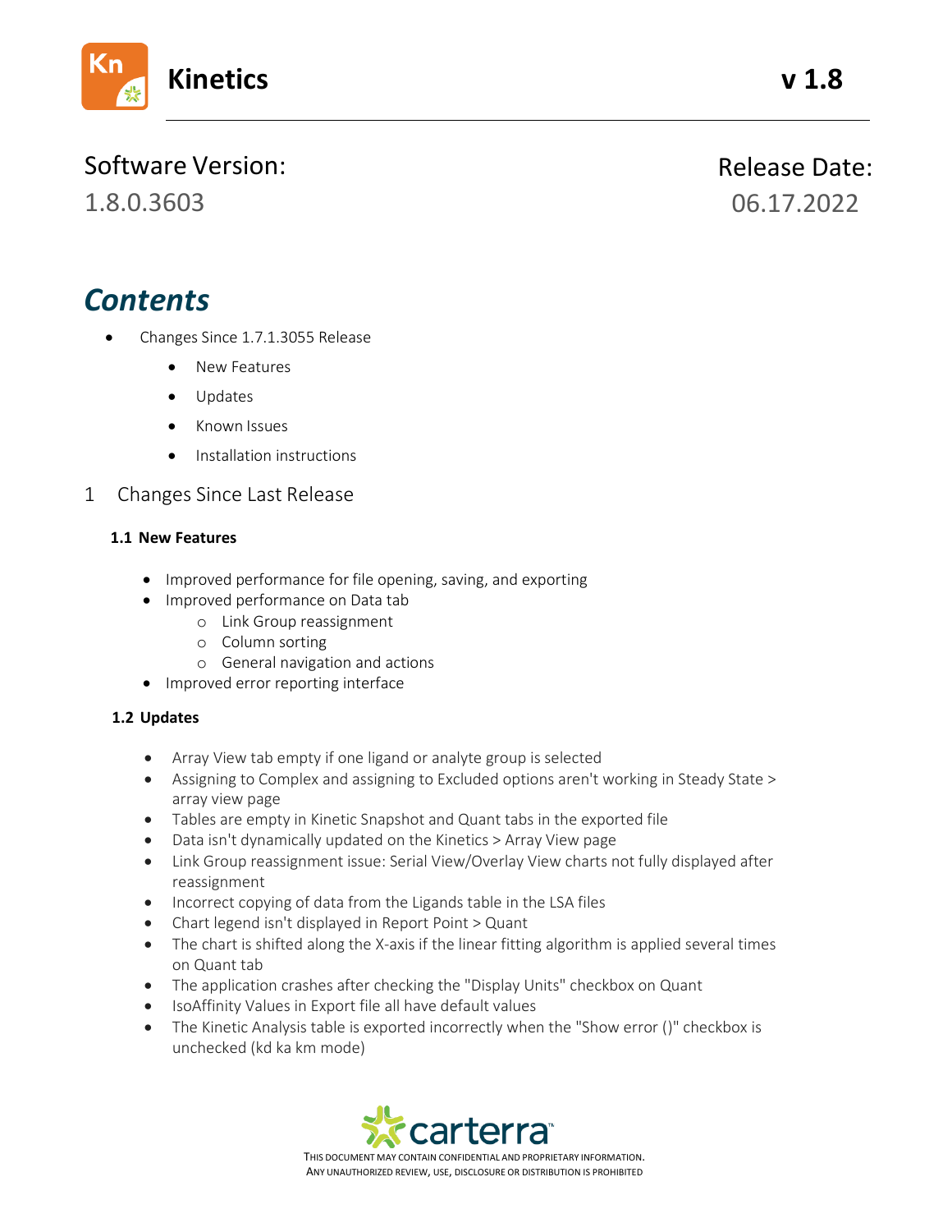# Kinetics v 1.8

Software Version: 1.8.0.3603

Release Date: 06.17.2022

## *Contents*

- Changes Since 1.7.1.3055 Release
  - New Features
  - Updates
  - Known Issues
  - Installation instructions

## 1 Changes Since Last Release

### 1.1 New Features

- Improved performance for file opening, saving, and exporting
- Improved performance on Data tab
  - Link Group reassignment
  - Column sorting
  - General navigation and actions
- Improved error reporting interface

### 1.2 Updates

- Array View tab empty if one ligand or analyte group is selected
- Assigning to Complex and assigning to Excluded options aren't working in Steady State > array view page
- Tables are empty in Kinetic Snapshot and Quant tabs in the exported file
- Data isn't dynamically updated on the Kinetics > Array View page
- Link Group reassignment issue: Serial View/Overlay View charts not fully displayed after reassignment
- Incorrect copying of data from the Ligands table in the LSA files
- Chart legend isn't displayed in Report Point > Quant
- The chart is shifted along the X-axis if the linear fitting algorithm is applied several times on Quant tab
- The application crashes after checking the "Display Units" checkbox on Quant
- IsoAffinity Values in Export file all have default values
- The Kinetic Analysis table is exported incorrectly when the "Show error ()" checkbox is unchecked (kd ka km mode)

carterra

THIS DOCUMENT MAY CONTAIN CONFIDENTIAL AND PROPRIETARY INFORMATION. ANY UNAUTHORIZED REVIEW, USE, DISCLOSURE OR DISTRIBUTION IS PROHIBITED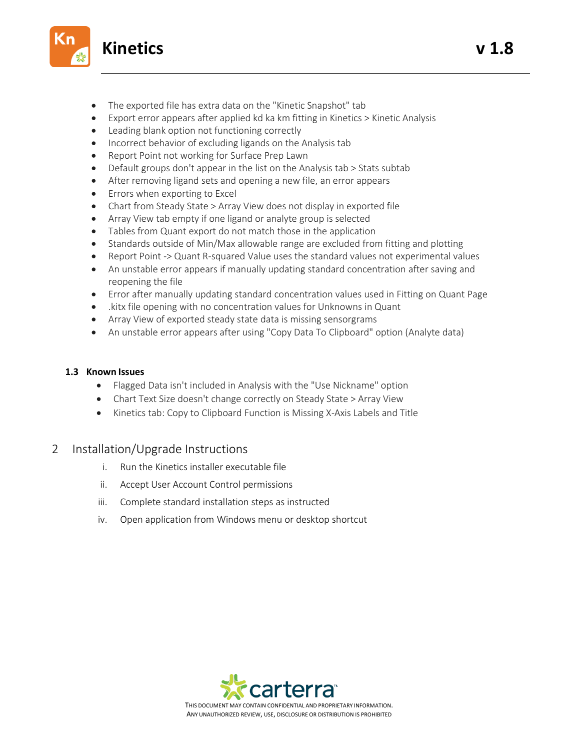- The exported file has extra data on the "Kinetic Snapshot" tab
- Export error appears after applied kd ka km fitting in Kinetics > Kinetic Analysis
- Leading blank option not functioning correctly
- Incorrect behavior of excluding ligands on the Analysis tab
- Report Point not working for Surface Prep Lawn
- Default groups don't appear in the list on the Analysis tab > Stats subtab
- After removing ligand sets and opening a new file, an error appears
- Errors when exporting to Excel
- Chart from Steady State > Array View does not display in exported file
- Array View tab empty if one ligand or analyte group is selected
- Tables from Quant export do not match those in the application
- Standards outside of Min/Max allowable range are excluded from fitting and plotting
- Report Point -> Quant R-squared Value uses the standard values not experimental values
- An unstable error appears if manually updating standard concentration after saving and reopening the file
- Error after manually updating standard concentration values used in Fitting on Quant Page
- .kitx file opening with no concentration values for Unknowns in Quant
- Array View of exported steady state data is missing sensorgrams
- An unstable error appears after using "Copy Data To Clipboard" option (Analyte data)

### 1.3 Known Issues

- Flagged Data isn't included in Analysis with the "Use Nickname" option
- Chart Text Size doesn't change correctly on Steady State > Array View
- Kinetics tab: Copy to Clipboard Function is Missing X-Axis Labels and Title

## 2 Installation/Upgrade Instructions

i. Run the Kinetics installer executable file

ii. Accept User Account Control permissions

iii. Complete standard installation steps as instructed

iv. Open application from Windows menu or desktop shortcut